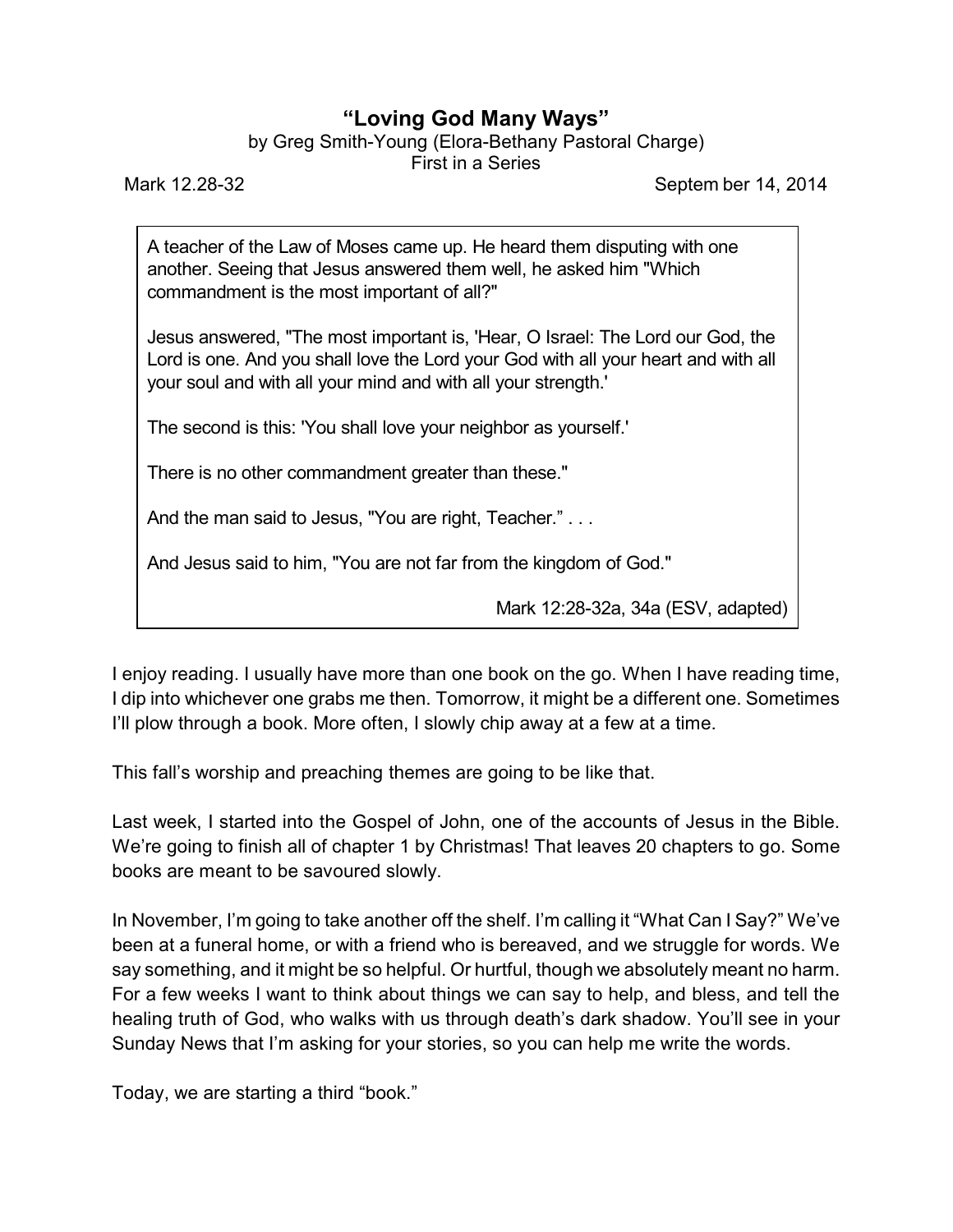# "Loving God Many Ways"

by Greg Smith-Young (Elora-Bethany Pastoral Charge)

First in a Series

Mark 12.28-32 September 14, 2014

> A teacher of the Law of Moses came up. He heard them disputing with one another. Seeing that Jesus answered them well, he asked him "Which commandment is the most important of all?"
>
> Jesus answered, "The most important is, 'Hear, O Israel: The Lord our God, the Lord is one. And you shall love the Lord your God with all your heart and with all your soul and with all your mind and with all your strength.'
>
> The second is this: 'You shall love your neighbor as yourself.'
>
> There is no other commandment greater than these."
>
> And the man said to Jesus, "You are right, Teacher." . . .
>
> And Jesus said to him, "You are not far from the kingdom of God."
>
> Mark 12:28-32a, 34a (ESV, adapted)

I enjoy reading. I usually have more than one book on the go. When I have reading time, I dip into whichever one grabs me then. Tomorrow, it might be a different one. Sometimes I'll plow through a book. More often, I slowly chip away at a few at a time.

This fall's worship and preaching themes are going to be like that.

Last week, I started into the Gospel of John, one of the accounts of Jesus in the Bible. We're going to finish all of chapter 1 by Christmas! That leaves 20 chapters to go. Some books are meant to be savoured slowly.

In November, I'm going to take another off the shelf. I'm calling it "What Can I Say?" We've been at a funeral home, or with a friend who is bereaved, and we struggle for words. We say something, and it might be so helpful. Or hurtful, though we absolutely meant no harm. For a few weeks I want to think about things we can say to help, and bless, and tell the healing truth of God, who walks with us through death's dark shadow. You'll see in your Sunday News that I'm asking for your stories, so you can help me write the words.

Today, we are starting a third "book."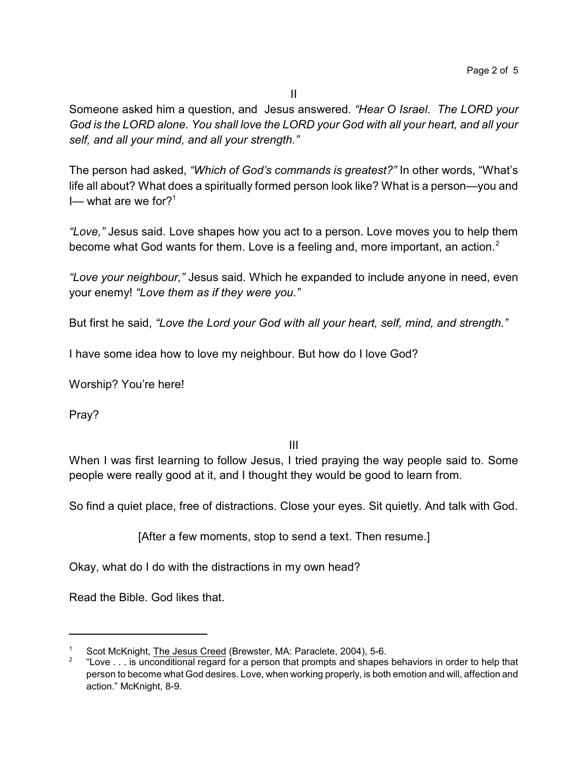II

Someone asked him a question, and Jesus answered. *"Hear O Israel. The LORD your God is the LORD alone. You shall love the LORD your God with all your heart, and all your self, and all your mind, and all your strength."*

The person had asked, *"Which of God's commands is greatest?"* In other words, "What's life all about? What does a spiritually formed person look like? What is a person—you and I— what are we for?[1]

*"Love,"* Jesus said. Love shapes how you act to a person. Love moves you to help them become what God wants for them. Love is a feeling and, more important, an action.[2]

*"Love your neighbour,"* Jesus said. Which he expanded to include anyone in need, even your enemy! *"Love them as if they were you."*

But first he said, *"Love the Lord your God with all your heart, self, mind, and strength."*

I have some idea how to love my neighbour. But how do I love God?

Worship? You're here!

Pray?

III

When I was first learning to follow Jesus, I tried praying the way people said to. Some people were really good at it, and I thought they would be good to learn from.

So find a quiet place, free of distractions. Close your eyes. Sit quietly. And talk with God.

[After a few moments, stop to send a text. Then resume.]

Okay, what do I do with the distractions in my own head?

Read the Bible. God likes that.

---

[1] Scot McKnight, The Jesus Creed (Brewster, MA: Paraclete, 2004), 5-6.

[2] "Love . . . is unconditional regard for a person that prompts and shapes behaviors in order to help that person to become what God desires. Love, when working properly, is both emotion and will, affection and action." McKnight, 8-9.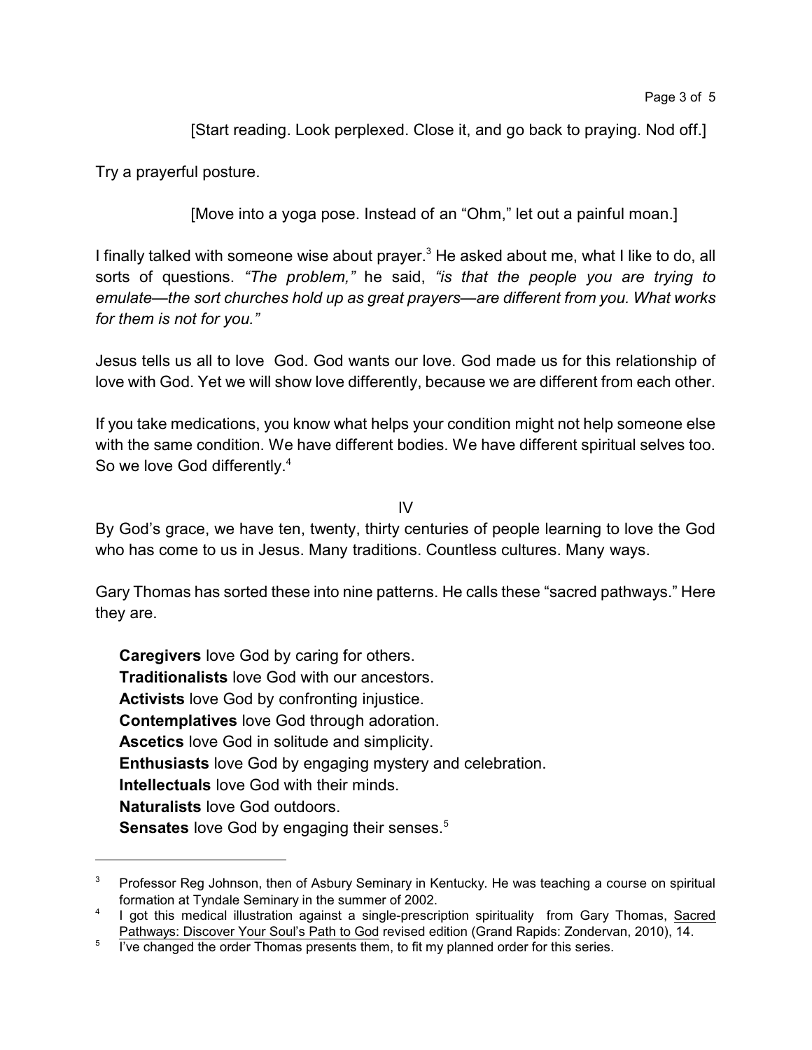[Start reading. Look perplexed. Close it, and go back to praying. Nod off.]

Try a prayerful posture.

[Move into a yoga pose. Instead of an "Ohm," let out a painful moan.]

I finally talked with someone wise about prayer.[3] He asked about me, what I like to do, all sorts of questions. *"The problem,"* he said, *"is that the people you are trying to emulate—the sort churches hold up as great prayers—are different from you. What works for them is not for you."*

Jesus tells us all to love God. God wants our love. God made us for this relationship of love with God. Yet we will show love differently, because we are different from each other.

If you take medications, you know what helps your condition might not help someone else with the same condition. We have different bodies. We have different spiritual selves too. So we love God differently.[4]

## IV

By God's grace, we have ten, twenty, thirty centuries of people learning to love the God who has come to us in Jesus. Many traditions. Countless cultures. Many ways.

Gary Thomas has sorted these into nine patterns. He calls these "sacred pathways." Here they are.

**Caregivers** love God by caring for others.
**Traditionalists** love God with our ancestors.
**Activists** love God by confronting injustice.
**Contemplatives** love God through adoration.
**Ascetics** love God in solitude and simplicity.
**Enthusiasts** love God by engaging mystery and celebration.
**Intellectuals** love God with their minds.
**Naturalists** love God outdoors.
**Sensates** love God by engaging their senses.[5]

---

[3] Professor Reg Johnson, then of Asbury Seminary in Kentucky. He was teaching a course on spiritual formation at Tyndale Seminary in the summer of 2002.

[4] I got this medical illustration against a single-prescription spirituality from Gary Thomas, Sacred Pathways: Discover Your Soul's Path to God revised edition (Grand Rapids: Zondervan, 2010), 14.

[5] I've changed the order Thomas presents them, to fit my planned order for this series.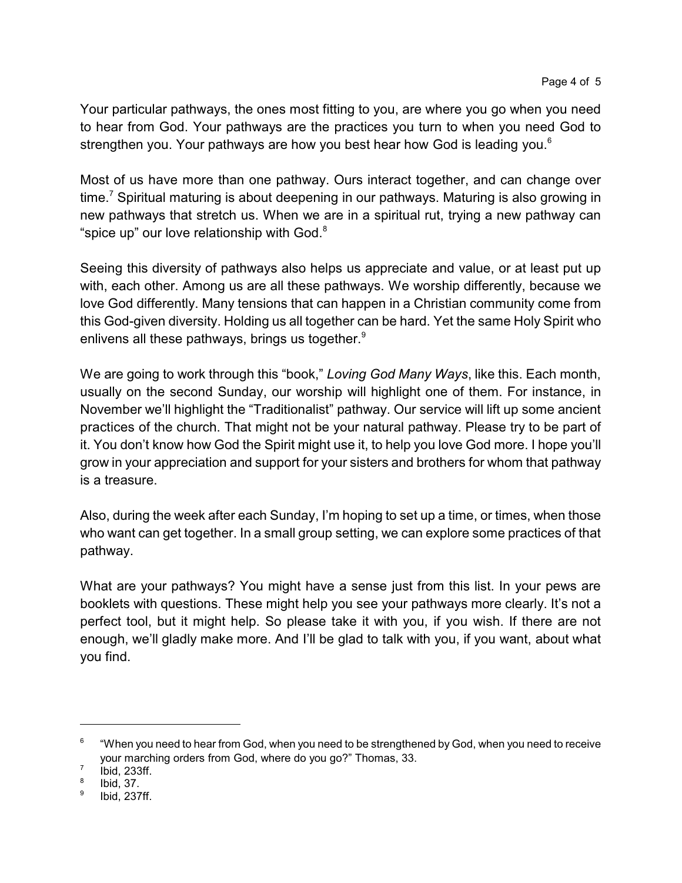Your particular pathways, the ones most fitting to you, are where you go when you need to hear from God. Your pathways are the practices you turn to when you need God to strengthen you. Your pathways are how you best hear how God is leading you.[6]

Most of us have more than one pathway. Ours interact together, and can change over time.[7] Spiritual maturing is about deepening in our pathways. Maturing is also growing in new pathways that stretch us. When we are in a spiritual rut, trying a new pathway can "spice up" our love relationship with God.[8]

Seeing this diversity of pathways also helps us appreciate and value, or at least put up with, each other. Among us are all these pathways. We worship differently, because we love God differently. Many tensions that can happen in a Christian community come from this God-given diversity. Holding us all together can be hard. Yet the same Holy Spirit who enlivens all these pathways, brings us together.[9]

We are going to work through this "book," *Loving God Many Ways*, like this. Each month, usually on the second Sunday, our worship will highlight one of them. For instance, in November we'll highlight the "Traditionalist" pathway. Our service will lift up some ancient practices of the church. That might not be your natural pathway. Please try to be part of it. You don't know how God the Spirit might use it, to help you love God more. I hope you'll grow in your appreciation and support for your sisters and brothers for whom that pathway is a treasure.

Also, during the week after each Sunday, I'm hoping to set up a time, or times, when those who want can get together. In a small group setting, we can explore some practices of that pathway.

What are your pathways? You might have a sense just from this list. In your pews are booklets with questions. These might help you see your pathways more clearly. It's not a perfect tool, but it might help. So please take it with you, if you wish. If there are not enough, we'll gladly make more. And I'll be glad to talk with you, if you want, about what you find.

---

[6] "When you need to hear from God, when you need to be strengthened by God, when you need to receive your marching orders from God, where do you go?" Thomas, 33.

[7] Ibid, 233ff.

[8] Ibid, 37.

[9] Ibid, 237ff.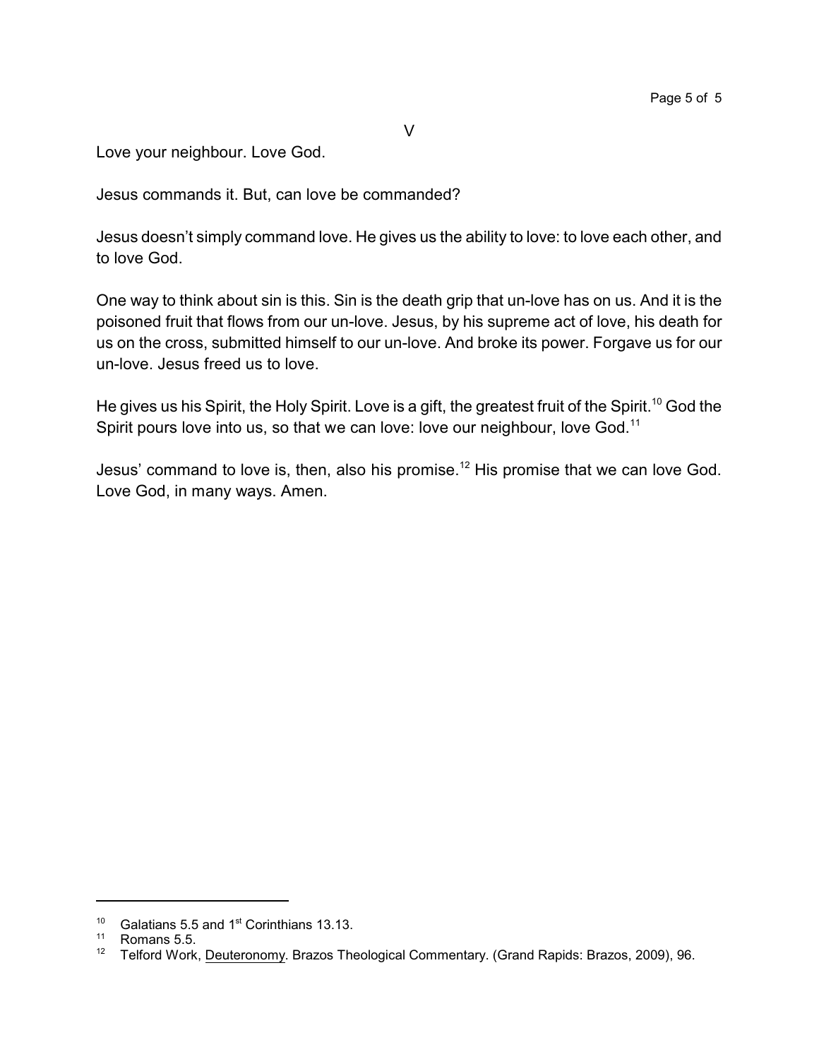V

Love your neighbour. Love God.

Jesus commands it. But, can love be commanded?

Jesus doesn't simply command love. He gives us the ability to love: to love each other, and to love God.

One way to think about sin is this. Sin is the death grip that un-love has on us. And it is the poisoned fruit that flows from our un-love. Jesus, by his supreme act of love, his death for us on the cross, submitted himself to our un-love. And broke its power. Forgave us for our un-love. Jesus freed us to love.

He gives us his Spirit, the Holy Spirit. Love is a gift, the greatest fruit of the Spirit.[10] God the Spirit pours love into us, so that we can love: love our neighbour, love God.[11]

Jesus' command to love is, then, also his promise.[12] His promise that we can love God. Love God, in many ways. Amen.

---

[10] Galatians 5.5 and 1st Corinthians 13.13.

[11] Romans 5.5.

[12] Telford Work, Deuteronomy. Brazos Theological Commentary. (Grand Rapids: Brazos, 2009), 96.